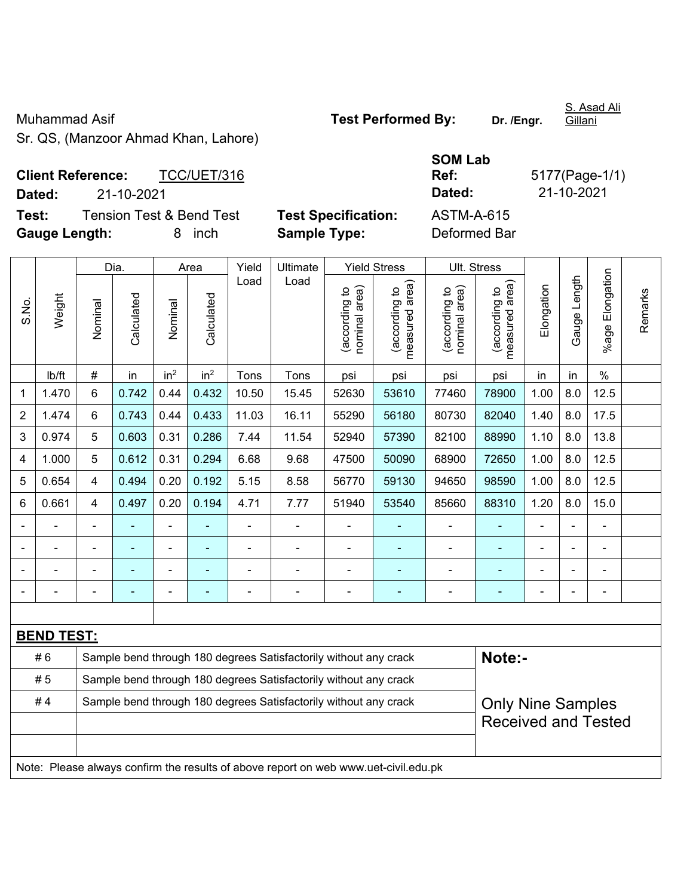Muhammad Asif
Sr. QS, (Manzoor Ahmad Khan, Lahore)

**Test Performed By:** **Dr. /Engr.** S. Asad Ali Gillani

**Client Reference:** TCC/UET/316
**Dated:** 21-10-2021

**SOM Lab Ref:** 5177(Page-1/1)
**Dated:** 21-10-2021

**Test:** Tension Test & Bend Test
**Gauge Length:** 8 inch

**Test Specification:** ASTM-A-615
**Sample Type:** Deformed Bar

| S.No. | Weight | Dia. | | Area | | Yield Load | Ultimate Load | Yield Stress | | Ult. Stress | | Elongation | Gauge Length | %age Elongation | Remarks |
|---|---|---|---|---|---|---|---|---|---|---|---|---|---|---|---|
| | | Nominal | Calculated | Nominal | Calculated | | | (according to nominal area) | (according to measured area) | (according to nominal area) | (according to measured area) | | | | |
| | lb/ft | # | in | $in^2$ | $in^2$ | Tons | Tons | psi | psi | psi | psi | in | in | % | |
| 1 | 1.470 | 6 | 0.742 | 0.44 | 0.432 | 10.50 | 15.45 | 52630 | 53610 | 77460 | 78900 | 1.00 | 8.0 | 12.5 | |
| 2 | 1.474 | 6 | 0.743 | 0.44 | 0.433 | 11.03 | 16.11 | 55290 | 56180 | 80730 | 82040 | 1.40 | 8.0 | 17.5 | |
| 3 | 0.974 | 5 | 0.603 | 0.31 | 0.286 | 7.44 | 11.54 | 52940 | 57390 | 82100 | 88990 | 1.10 | 8.0 | 13.8 | |
| 4 | 1.000 | 5 | 0.612 | 0.31 | 0.294 | 6.68 | 9.68 | 47500 | 50090 | 68900 | 72650 | 1.00 | 8.0 | 12.5 | |
| 5 | 0.654 | 4 | 0.494 | 0.20 | 0.192 | 5.15 | 8.58 | 56770 | 59130 | 94650 | 98590 | 1.00 | 8.0 | 12.5 | |
| 6 | 0.661 | 4 | 0.497 | 0.20 | 0.194 | 4.71 | 7.77 | 51940 | 53540 | 85660 | 88310 | 1.20 | 8.0 | 15.0 | |
| - | - | - | - | - | - | - | - | - | - | - | - | - | - | - | |
| - | - | - | - | - | - | - | - | - | - | - | - | - | - | - | |
| - | - | - | - | - | - | - | - | - | - | - | - | - | - | - | |
| - | - | - | - | - | - | - | - | - | - | - | - | - | - | - | |

**BEND TEST:**

| | | |
|---|---|---|
| # 6 | Sample bend through 180 degrees Satisfactorily without any crack | **Note:-** |
| # 5 | Sample bend through 180 degrees Satisfactorily without any crack | |
| # 4 | Sample bend through 180 degrees Satisfactorily without any crack | Only Nine Samples Received and Tested |

Note: Please always confirm the results of above report on web www.uet-civil.edu.pk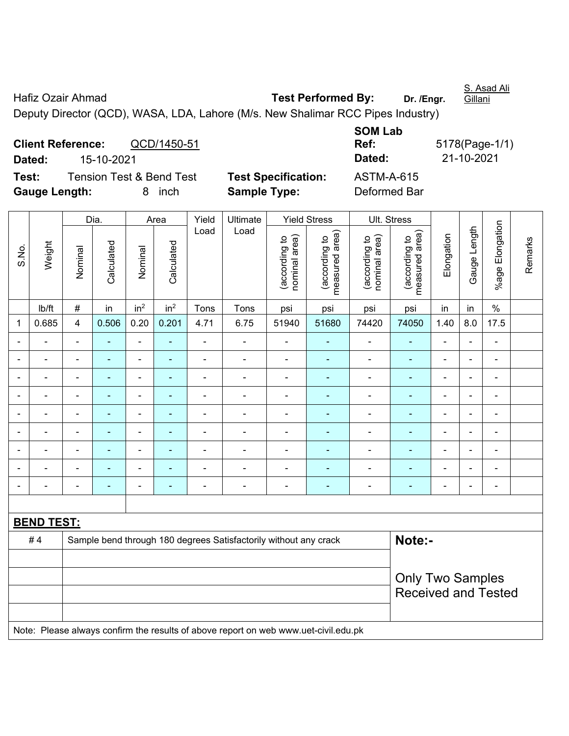Hafiz Ozair Ahmad **Test Performed By:** Dr. /Engr. S. Asad Ali Gillani

Deputy Director (QCD), WASA, LDA, Lahore (M/s. New Shalimar RCC Pipes Industry)

**Client Reference:** QCD/1450-51 **SOM Lab Ref:** 5178(Page-1/1)

**Dated:** 15-10-2021 **Dated:** 21-10-2021

**Test:** Tension Test & Bend Test **Test Specification:** ASTM-A-615

**Gauge Length:** 8 inch **Sample Type:** Deformed Bar

| S.No. | Weight | Dia. | | Area | | Yield Load | Ultimate Load | Yield Stress | | Ult. Stress | | Elongation | Gauge Length | %age Elongation | Remarks |
|---|---|---|---|---|---|---|---|---|---|---|---|---|---|---|---|
| | | Nominal | Calculated | Nominal | Calculated | | | (according to nominal area) | (according to measured area) | (according to nominal area) | (according to measured area) | | | | |
| | lb/ft | # | in | in² | in² | Tons | Tons | psi | psi | psi | psi | in | in | % | |
| 1 | 0.685 | 4 | 0.506 | 0.20 | 0.201 | 4.71 | 6.75 | 51940 | 51680 | 74420 | 74050 | 1.40 | 8.0 | 17.5 | |
| - | - | - | - | - | - | - | - | - | - | - | - | - | - | - | |
| - | - | - | - | - | - | - | - | - | - | - | - | - | - | - | |
| - | - | - | - | - | - | - | - | - | - | - | - | - | - | - | |
| - | - | - | - | - | - | - | - | - | - | - | - | - | - | - | |
| - | - | - | - | - | - | - | - | - | - | - | - | - | - | - | |
| - | - | - | - | - | - | - | - | - | - | - | - | - | - | - | |
| - | - | - | - | - | - | - | - | - | - | - | - | - | - | - | |
| - | - | - | - | - | - | - | - | - | - | - | - | - | - | - | |
| - | - | - | - | - | - | - | - | - | - | - | - | - | - | - | |

**BEND TEST:**

| | | |
|---|---|---|
| # 4 | Sample bend through 180 degrees Satisfactorily without any crack | **Note:-** |
| | | Only Two Samples Received and Tested |

Note: Please always confirm the results of above report on web www.uet-civil.edu.pk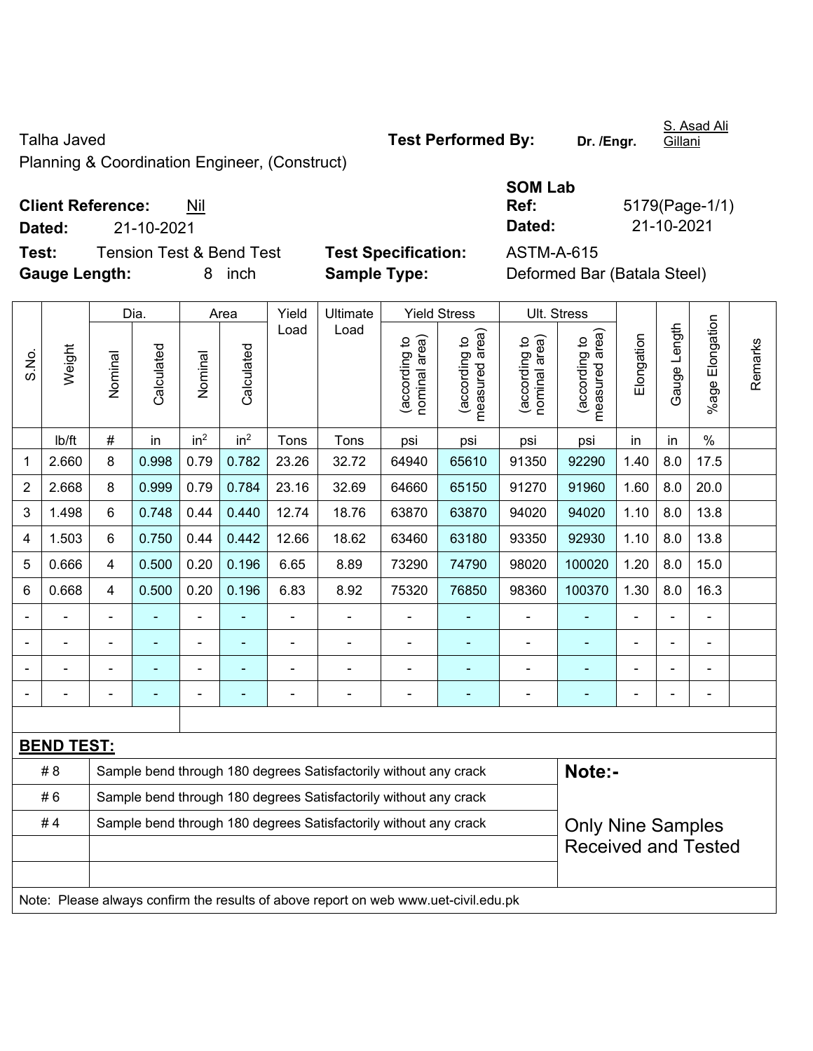Talha Javed
Planning & Coordination Engineer, (Construct)

**Test Performed By:** Dr. /Engr. S. Asad Ali Gillani

**Client Reference:** Nil
**Dated:** 21-10-2021

**SOM Lab Ref:** 5179(Page-1/1)
**Dated:** 21-10-2021

**Test:** Tension Test & Bend Test
**Gauge Length:** 8 inch

**Test Specification:** ASTM-A-615
**Sample Type:** Deformed Bar (Batala Steel)

| S.No. | Weight | Dia. | | Area | | Yield Load | Ultimate Load | Yield Stress | | Ult. Stress | | Elongation | Gauge Length | %age Elongation | Remarks |
|---|---|---|---|---|---|---|---|---|---|---|---|---|---|---|---|
| | | Nominal | Calculated | Nominal | Calculated | | | (according to nominal area) | (according to measured area) | (according to nominal area) | (according to measured area) | | | | |
| | lb/ft | # | in | $in^2$ | $in^2$ | Tons | Tons | psi | psi | psi | psi | in | in | % | |
| 1 | 2.660 | 8 | 0.998 | 0.79 | 0.782 | 23.26 | 32.72 | 64940 | 65610 | 91350 | 92290 | 1.40 | 8.0 | 17.5 | |
| 2 | 2.668 | 8 | 0.999 | 0.79 | 0.784 | 23.16 | 32.69 | 64660 | 65150 | 91270 | 91960 | 1.60 | 8.0 | 20.0 | |
| 3 | 1.498 | 6 | 0.748 | 0.44 | 0.440 | 12.74 | 18.76 | 63870 | 63870 | 94020 | 94020 | 1.10 | 8.0 | 13.8 | |
| 4 | 1.503 | 6 | 0.750 | 0.44 | 0.442 | 12.66 | 18.62 | 63460 | 63180 | 93350 | 92930 | 1.10 | 8.0 | 13.8 | |
| 5 | 0.666 | 4 | 0.500 | 0.20 | 0.196 | 6.65 | 8.89 | 73290 | 74790 | 98020 | 100020 | 1.20 | 8.0 | 15.0 | |
| 6 | 0.668 | 4 | 0.500 | 0.20 | 0.196 | 6.83 | 8.92 | 75320 | 76850 | 98360 | 100370 | 1.30 | 8.0 | 16.3 | |
| - | - | - | - | - | - | - | - | - | - | - | - | - | - | - | |
| - | - | - | - | - | - | - | - | - | - | - | - | - | - | - | |
| - | - | - | - | - | - | - | - | - | - | - | - | - | - | - | |
| - | - | - | - | - | - | - | - | - | - | - | - | - | - | - | |

**BEND TEST:**

| | | |
|---|---|---|
| # 8 | Sample bend through 180 degrees Satisfactorily without any crack | **Note:-** |
| # 6 | Sample bend through 180 degrees Satisfactorily without any crack | |
| # 4 | Sample bend through 180 degrees Satisfactorily without any crack | Only Nine Samples Received and Tested |

Note: Please always confirm the results of above report on web www.uet-civil.edu.pk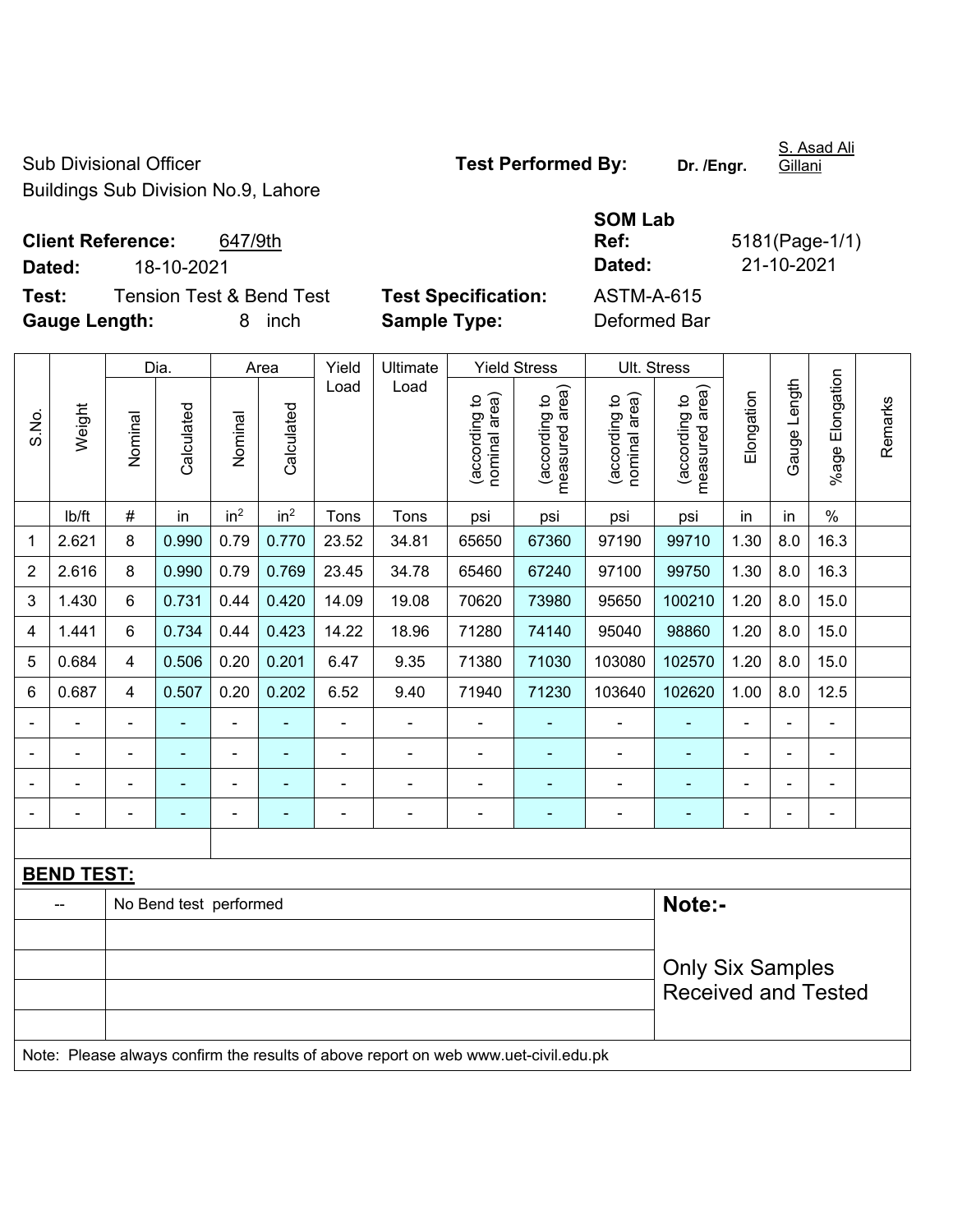Sub Divisional Officer
Buildings Sub Division No.9, Lahore

**Test Performed By:** Dr. /Engr. S. Asad Ali Gillani

**Client Reference:** 647/9th
**Dated:** 18-10-2021

**SOM Lab Ref:** 5181(Page-1/1)
**Dated:** 21-10-2021

**Test:** Tension Test & Bend Test
**Gauge Length:** 8 inch

**Test Specification:** ASTM-A-615
**Sample Type:** Deformed Bar

| S.No. | Weight | Dia. | | Area | | Yield Load | Ultimate Load | Yield Stress | | Ult. Stress | | Elongation | Gauge Length | %age Elongation | Remarks |
|---|---|---|---|---|---|---|---|---|---|---|---|---|---|---|---|
| | | Nominal | Calculated | Nominal | Calculated | | | (according to nominal area) | (according to measured area) | (according to nominal area) | (according to measured area) | | | | |
| | lb/ft | # | in | $in^2$ | $in^2$ | Tons | Tons | psi | psi | psi | psi | in | in | % | |
| 1 | 2.621 | 8 | 0.990 | 0.79 | 0.770 | 23.52 | 34.81 | 65650 | 67360 | 97190 | 99710 | 1.30 | 8.0 | 16.3 | |
| 2 | 2.616 | 8 | 0.990 | 0.79 | 0.769 | 23.45 | 34.78 | 65460 | 67240 | 97100 | 99750 | 1.30 | 8.0 | 16.3 | |
| 3 | 1.430 | 6 | 0.731 | 0.44 | 0.420 | 14.09 | 19.08 | 70620 | 73980 | 95650 | 100210 | 1.20 | 8.0 | 15.0 | |
| 4 | 1.441 | 6 | 0.734 | 0.44 | 0.423 | 14.22 | 18.96 | 71280 | 74140 | 95040 | 98860 | 1.20 | 8.0 | 15.0 | |
| 5 | 0.684 | 4 | 0.506 | 0.20 | 0.201 | 6.47 | 9.35 | 71380 | 71030 | 103080 | 102570 | 1.20 | 8.0 | 15.0 | |
| 6 | 0.687 | 4 | 0.507 | 0.20 | 0.202 | 6.52 | 9.40 | 71940 | 71230 | 103640 | 102620 | 1.00 | 8.0 | 12.5 | |
| - | - | - | - | - | - | - | - | - | - | - | - | - | - | - | |
| - | - | - | - | - | - | - | - | - | - | - | - | - | - | - | |
| - | - | - | - | - | - | - | - | - | - | - | - | - | - | - | |
| - | - | - | - | - | - | - | - | - | - | - | - | - | - | - | |

**BEND TEST:**

| -- | No Bend test performed |
|---|---|

**Note:-**

Only Six Samples Received and Tested

Note: Please always confirm the results of above report on web www.uet-civil.edu.pk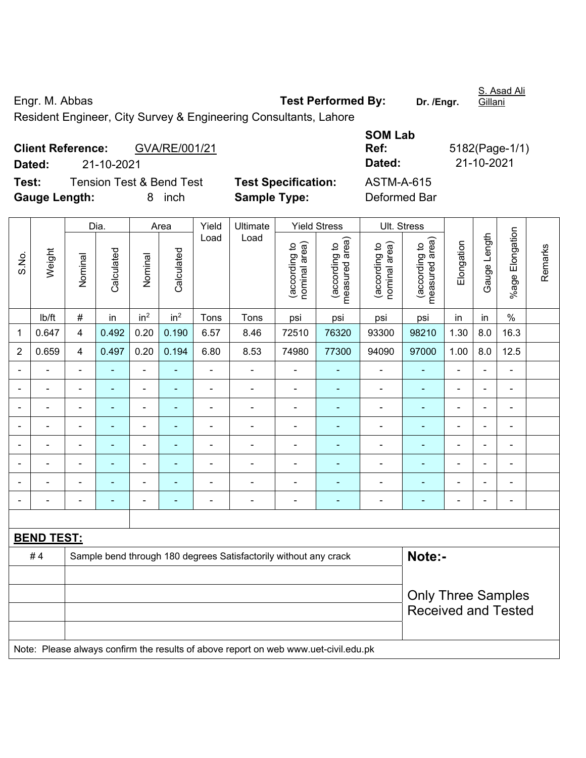Engr. M. Abbas

Resident Engineer, City Survey & Engineering Consultants, Lahore

**Test Performed By:** Dr. /Engr. S. Asad Ali Gillani

**Client Reference:** GVA/RE/001/21

**Dated:** 21-10-2021

**SOM Lab Ref:** 5182(Page-1/1)

**Dated:** 21-10-2021

**Test:** Tension Test & Bend Test

**Test Specification:** ASTM-A-615

**Gauge Length:** 8 inch

**Sample Type:** Deformed Bar

| S.No. | Weight | Dia. | | Area | | Yield Load | Ultimate Load | Yield Stress | | Ult. Stress | | Elongation | Gauge Length | %age Elongation | Remarks |
|---|---|---|---|---|---|---|---|---|---|---|---|---|---|---|---|
| | | Nominal | Calculated | Nominal | Calculated | | | (according to nominal area) | (according to measured area) | (according to nominal area) | (according to measured area) | | | | |
| | lb/ft | # | in | in$^2$ | in$^2$ | Tons | Tons | psi | psi | psi | psi | in | in | % | |
| 1 | 0.647 | 4 | 0.492 | 0.20 | 0.190 | 6.57 | 8.46 | 72510 | 76320 | 93300 | 98210 | 1.30 | 8.0 | 16.3 | |
| 2 | 0.659 | 4 | 0.497 | 0.20 | 0.194 | 6.80 | 8.53 | 74980 | 77300 | 94090 | 97000 | 1.00 | 8.0 | 12.5 | |
| - | - | - | - | - | - | - | - | - | - | - | - | - | - | - | |
| - | - | - | - | - | - | - | - | - | - | - | - | - | - | - | |
| - | - | - | - | - | - | - | - | - | - | - | - | - | - | - | |
| - | - | - | - | - | - | - | - | - | - | - | - | - | - | - | |
| - | - | - | - | - | - | - | - | - | - | - | - | - | - | - | |
| - | - | - | - | - | - | - | - | - | - | - | - | - | - | - | |
| - | - | - | - | - | - | - | - | - | - | - | - | - | - | - | |
| - | - | - | - | - | - | - | - | - | - | - | - | - | - | - | |

**BEND TEST:**

| | | |
|---|---|---|
| # 4 | Sample bend through 180 degrees Satisfactorily without any crack | **Note:-** |
| | | |
| | | Only Three Samples Received and Tested |
| | | |
| | | |

Note: Please always confirm the results of above report on web www.uet-civil.edu.pk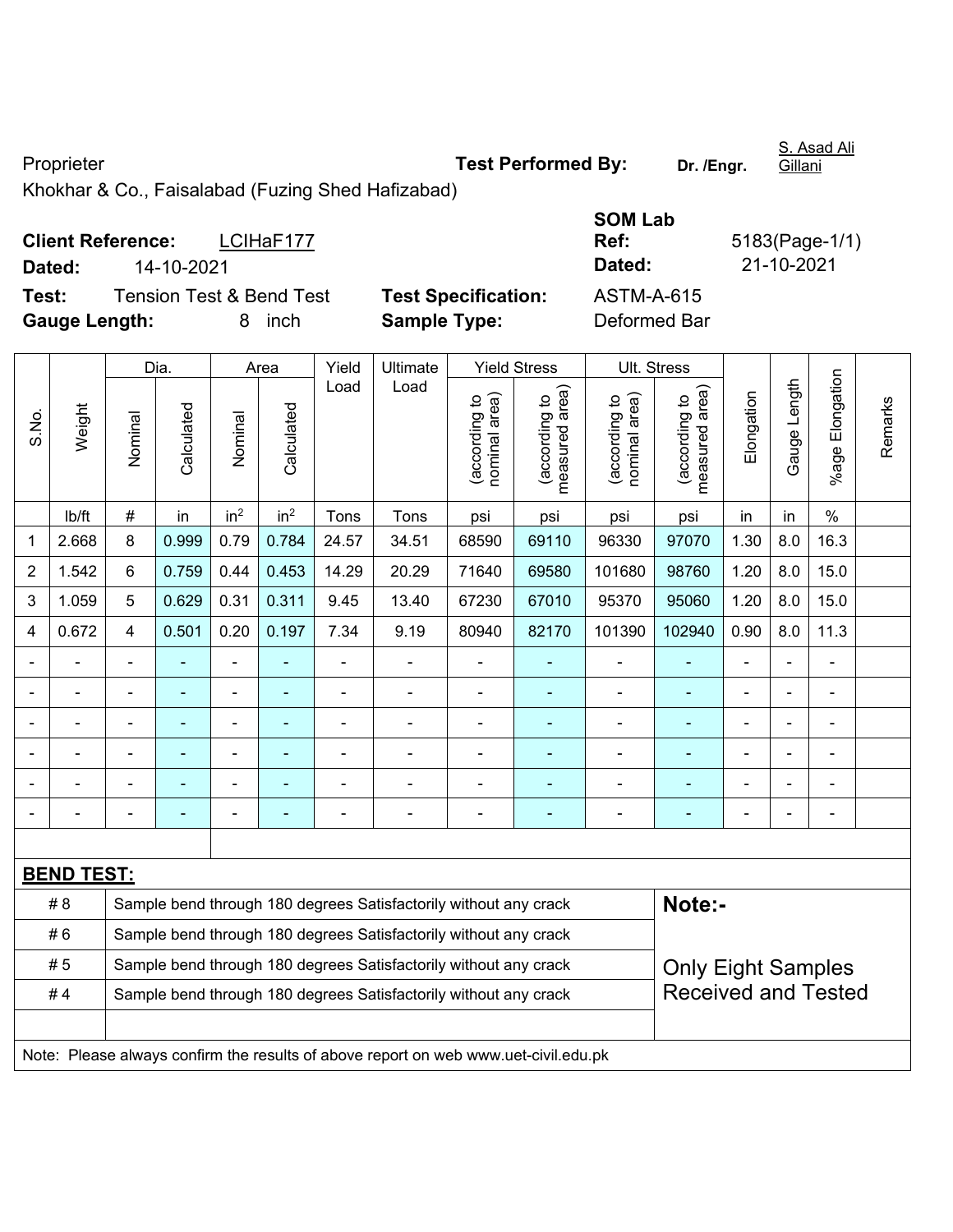Proprieter

Khokhar & Co., Faisalabad (Fuzing Shed Hafizabad)

**Test Performed By:** **Dr. /Engr.** S. Asad Ali Gillani

**Client Reference:** LCIHaF177

**Dated:** 14-10-2021

**SOM Lab Ref:** 5183(Page-1/1)

**Dated:** 21-10-2021

**Test:** Tension Test & Bend Test

**Test Specification:** ASTM-A-615

**Gauge Length:** 8 inch

**Sample Type:** Deformed Bar

| S.No. | Weight | Dia. | | Area | | Yield Load | Ultimate Load | Yield Stress | | Ult. Stress | | Elongation | Gauge Length | %age Elongation | Remarks |
|---|---|---|---|---|---|---|---|---|---|---|---|---|---|---|---|
| | | Nominal | Calculated | Nominal | Calculated | | | (according to nominal area) | (according to measured area) | (according to nominal area) | (according to measured area) | | | | |
| | lb/ft | # | in | in$^2$ | in$^2$ | Tons | Tons | psi | psi | psi | psi | in | in | % | |
| 1 | 2.668 | 8 | 0.999 | 0.79 | 0.784 | 24.57 | 34.51 | 68590 | 69110 | 96330 | 97070 | 1.30 | 8.0 | 16.3 | |
| 2 | 1.542 | 6 | 0.759 | 0.44 | 0.453 | 14.29 | 20.29 | 71640 | 69580 | 101680 | 98760 | 1.20 | 8.0 | 15.0 | |
| 3 | 1.059 | 5 | 0.629 | 0.31 | 0.311 | 9.45 | 13.40 | 67230 | 67010 | 95370 | 95060 | 1.20 | 8.0 | 15.0 | |
| 4 | 0.672 | 4 | 0.501 | 0.20 | 0.197 | 7.34 | 9.19 | 80940 | 82170 | 101390 | 102940 | 0.90 | 8.0 | 11.3 | |
| - | - | - | - | - | - | - | - | - | - | - | - | - | - | - | |
| - | - | - | - | - | - | - | - | - | - | - | - | - | - | - | |
| - | - | - | - | - | - | - | - | - | - | - | - | - | - | - | |
| - | - | - | - | - | - | - | - | - | - | - | - | - | - | - | |
| - | - | - | - | - | - | - | - | - | - | - | - | - | - | - | |
| - | - | - | - | - | - | - | - | - | - | - | - | - | - | - | |

**BEND TEST:**

| | | |
|---|---|---|
| # 8 | Sample bend through 180 degrees Satisfactorily without any crack | **Note:-** |
| # 6 | Sample bend through 180 degrees Satisfactorily without any crack | |
| # 5 | Sample bend through 180 degrees Satisfactorily without any crack | Only Eight Samples Received and Tested |
| # 4 | Sample bend through 180 degrees Satisfactorily without any crack | |

Note: Please always confirm the results of above report on web www.uet-civil.edu.pk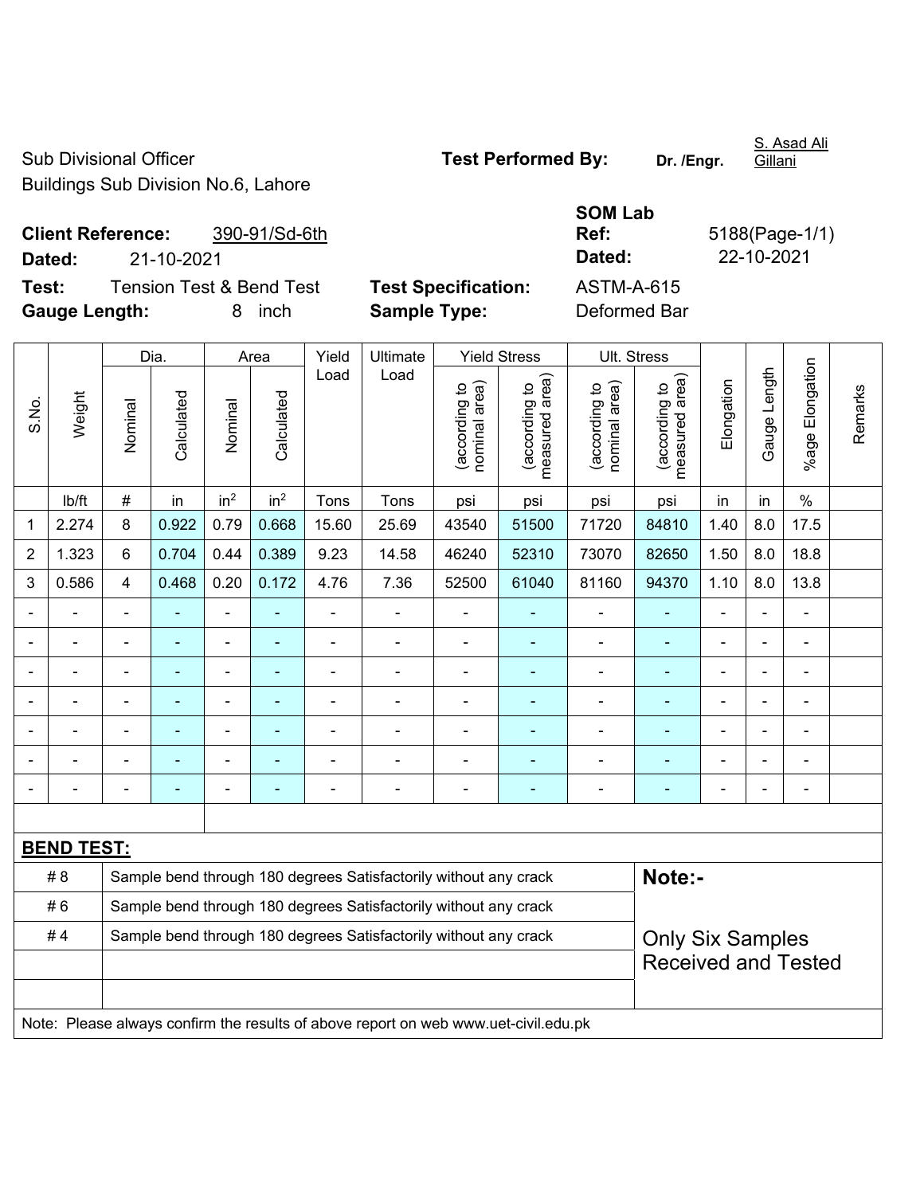Sub Divisional Officer
Buildings Sub Division No.6, Lahore

**Test Performed By:** Dr. /Engr. S. Asad Ali Gillani

**Client Reference:** 390-91/Sd-6th
**Dated:** 21-10-2021

**SOM Lab Ref:** 5188(Page-1/1)
**Dated:** 22-10-2021

**Test:** Tension Test & Bend Test
**Gauge Length:** 8 inch

**Test Specification:** ASTM-A-615
**Sample Type:** Deformed Bar

| S.No. | Weight | Dia. | | Area | | Yield Load | Ultimate Load | Yield Stress | | Ult. Stress | | Elongation | Gauge Length | %age Elongation | Remarks |
|---|---|---|---|---|---|---|---|---|---|---|---|---|---|---|---|
| | | Nominal | Calculated | Nominal | Calculated | | | (according to nominal area) | (according to measured area) | (according to nominal area) | (according to measured area) | | | | |
| | lb/ft | # | in | $in^2$ | $in^2$ | Tons | Tons | psi | psi | psi | psi | in | in | % | |
| 1 | 2.274 | 8 | 0.922 | 0.79 | 0.668 | 15.60 | 25.69 | 43540 | 51500 | 71720 | 84810 | 1.40 | 8.0 | 17.5 | |
| 2 | 1.323 | 6 | 0.704 | 0.44 | 0.389 | 9.23 | 14.58 | 46240 | 52310 | 73070 | 82650 | 1.50 | 8.0 | 18.8 | |
| 3 | 0.586 | 4 | 0.468 | 0.20 | 0.172 | 4.76 | 7.36 | 52500 | 61040 | 81160 | 94370 | 1.10 | 8.0 | 13.8 | |
| - | - | - | - | - | - | - | - | - | - | - | - | - | - | - | |
| - | - | - | - | - | - | - | - | - | - | - | - | - | - | - | |
| - | - | - | - | - | - | - | - | - | - | - | - | - | - | - | |
| - | - | - | - | - | - | - | - | - | - | - | - | - | - | - | |
| - | - | - | - | - | - | - | - | - | - | - | - | - | - | - | |
| - | - | - | - | - | - | - | - | - | - | - | - | - | - | - | |
| - | - | - | - | - | - | - | - | - | - | - | - | - | - | - | |

**BEND TEST:**

| | | |
|---|---|---|
| # 8 | Sample bend through 180 degrees Satisfactorily without any crack | **Note:-** |
| # 6 | Sample bend through 180 degrees Satisfactorily without any crack | |
| # 4 | Sample bend through 180 degrees Satisfactorily without any crack | Only Six Samples Received and Tested |

Note: Please always confirm the results of above report on web www.uet-civil.edu.pk